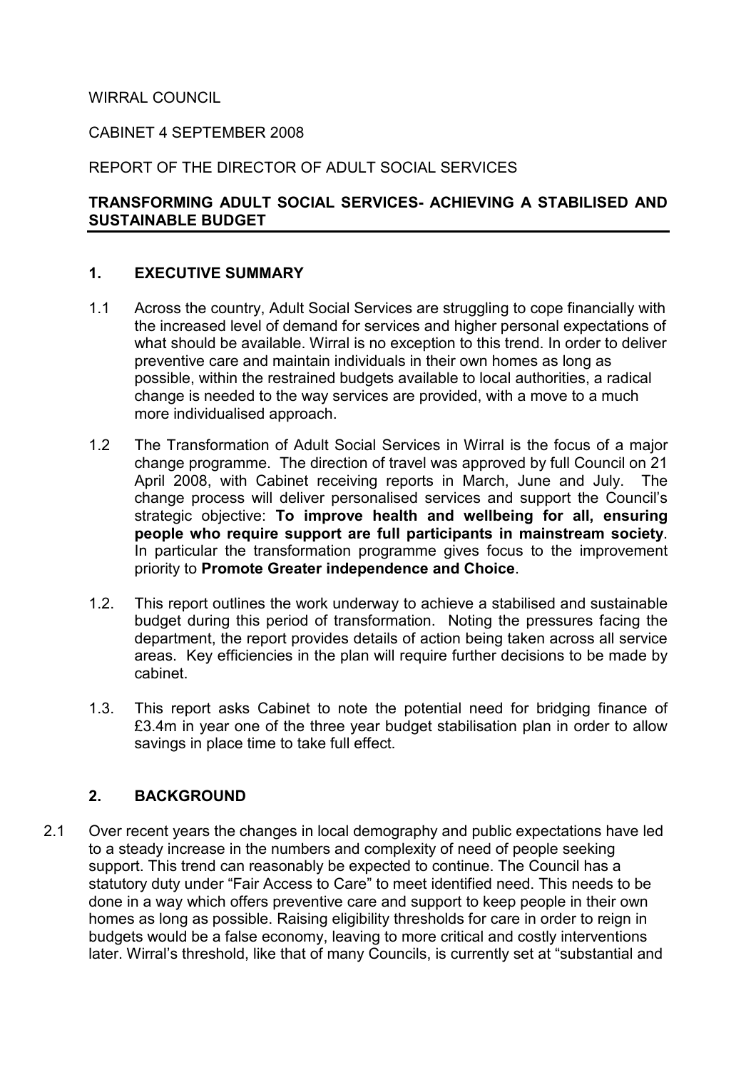WIRRAL COUNCIL

CABINET 4 SEPTEMBER 2008

REPORT OF THE DIRECTOR OF ADULT SOCIAL SERVICES

## TRANSFORMING ADULT SOCIAL SERVICES- ACHIEVING A STABILISED AND SUSTAINABLE BUDGET

## 1. EXECUTIVE SUMMARY

1.1 Across the country, Adult Social Services are struggling to cope financially with the increased level of demand for services and higher personal expectations of what should be available. Wirral is no exception to this trend. In order to deliver preventive care and maintain individuals in their own homes as long as possible, within the restrained budgets available to local authorities, a radical change is needed to the way services are provided, with a move to a much more individualised approach.

1.2 The Transformation of Adult Social Services in Wirral is the focus of a major change programme. The direction of travel was approved by full Council on 21 April 2008, with Cabinet receiving reports in March, June and July. The change process will deliver personalised services and support the Council's strategic objective: **To improve health and wellbeing for all, ensuring people who require support are full participants in mainstream society**. In particular the transformation programme gives focus to the improvement priority to **Promote Greater independence and Choice**.

1.2. This report outlines the work underway to achieve a stabilised and sustainable budget during this period of transformation. Noting the pressures facing the department, the report provides details of action being taken across all service areas. Key efficiencies in the plan will require further decisions to be made by cabinet.

1.3. This report asks Cabinet to note the potential need for bridging finance of £3.4m in year one of the three year budget stabilisation plan in order to allow savings in place time to take full effect.

## 2. BACKGROUND

2.1 Over recent years the changes in local demography and public expectations have led to a steady increase in the numbers and complexity of need of people seeking support. This trend can reasonably be expected to continue. The Council has a statutory duty under "Fair Access to Care" to meet identified need. This needs to be done in a way which offers preventive care and support to keep people in their own homes as long as possible. Raising eligibility thresholds for care in order to reign in budgets would be a false economy, leaving to more critical and costly interventions later. Wirral's threshold, like that of many Councils, is currently set at "substantial and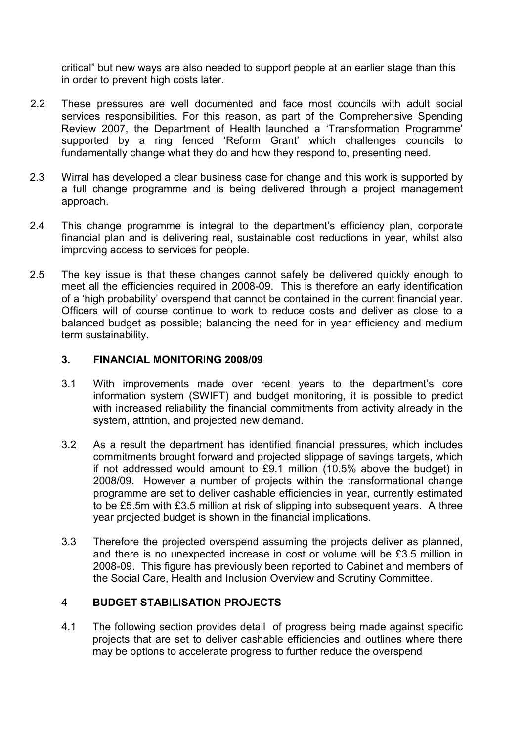critical" but new ways are also needed to support people at an earlier stage than this in order to prevent high costs later.

2.2 These pressures are well documented and face most councils with adult social services responsibilities. For this reason, as part of the Comprehensive Spending Review 2007, the Department of Health launched a 'Transformation Programme' supported by a ring fenced 'Reform Grant' which challenges councils to fundamentally change what they do and how they respond to, presenting need.

2.3 Wirral has developed a clear business case for change and this work is supported by a full change programme and is being delivered through a project management approach.

2.4 This change programme is integral to the department's efficiency plan, corporate financial plan and is delivering real, sustainable cost reductions in year, whilst also improving access to services for people.

2.5 The key issue is that these changes cannot safely be delivered quickly enough to meet all the efficiencies required in 2008-09. This is therefore an early identification of a 'high probability' overspend that cannot be contained in the current financial year. Officers will of course continue to work to reduce costs and deliver as close to a balanced budget as possible; balancing the need for in year efficiency and medium term sustainability.

## 3. FINANCIAL MONITORING 2008/09

3.1 With improvements made over recent years to the department's core information system (SWIFT) and budget monitoring, it is possible to predict with increased reliability the financial commitments from activity already in the system, attrition, and projected new demand.

3.2 As a result the department has identified financial pressures, which includes commitments brought forward and projected slippage of savings targets, which if not addressed would amount to £9.1 million (10.5% above the budget) in 2008/09. However a number of projects within the transformational change programme are set to deliver cashable efficiencies in year, currently estimated to be £5.5m with £3.5 million at risk of slipping into subsequent years. A three year projected budget is shown in the financial implications.

3.3 Therefore the projected overspend assuming the projects deliver as planned, and there is no unexpected increase in cost or volume will be £3.5 million in 2008-09. This figure has previously been reported to Cabinet and members of the Social Care, Health and Inclusion Overview and Scrutiny Committee.

## 4 BUDGET STABILISATION PROJECTS

4.1 The following section provides detail of progress being made against specific projects that are set to deliver cashable efficiencies and outlines where there may be options to accelerate progress to further reduce the overspend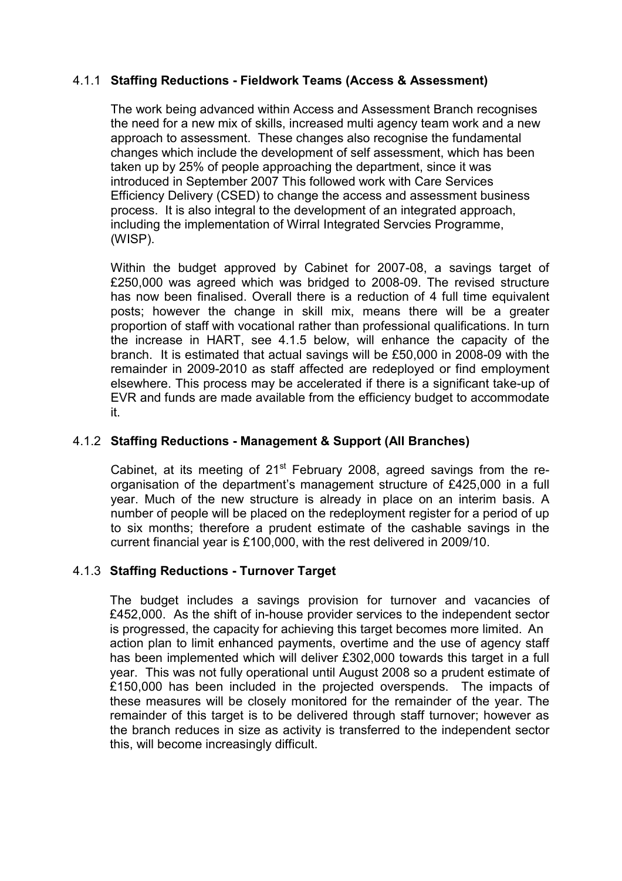#### 4.1.1 **Staffing Reductions - Fieldwork Teams (Access & Assessment)**

The work being advanced within Access and Assessment Branch recognises the need for a new mix of skills, increased multi agency team work and a new approach to assessment. These changes also recognise the fundamental changes which include the development of self assessment, which has been taken up by 25% of people approaching the department, since it was introduced in September 2007 This followed work with Care Services Efficiency Delivery (CSED) to change the access and assessment business process. It is also integral to the development of an integrated approach, including the implementation of Wirral Integrated Servcies Programme, (WISP).

Within the budget approved by Cabinet for 2007-08, a savings target of £250,000 was agreed which was bridged to 2008-09. The revised structure has now been finalised. Overall there is a reduction of 4 full time equivalent posts; however the change in skill mix, means there will be a greater proportion of staff with vocational rather than professional qualifications. In turn the increase in HART, see 4.1.5 below, will enhance the capacity of the branch. It is estimated that actual savings will be £50,000 in 2008-09 with the remainder in 2009-2010 as staff affected are redeployed or find employment elsewhere. This process may be accelerated if there is a significant take-up of EVR and funds are made available from the efficiency budget to accommodate it.

#### 4.1.2 **Staffing Reductions - Management & Support (All Branches)**

Cabinet, at its meeting of 21st February 2008, agreed savings from the re-organisation of the department's management structure of £425,000 in a full year. Much of the new structure is already in place on an interim basis. A number of people will be placed on the redeployment register for a period of up to six months; therefore a prudent estimate of the cashable savings in the current financial year is £100,000, with the rest delivered in 2009/10.

#### 4.1.3 **Staffing Reductions - Turnover Target**

The budget includes a savings provision for turnover and vacancies of £452,000. As the shift of in-house provider services to the independent sector is progressed, the capacity for achieving this target becomes more limited. An action plan to limit enhanced payments, overtime and the use of agency staff has been implemented which will deliver £302,000 towards this target in a full year. This was not fully operational until August 2008 so a prudent estimate of £150,000 has been included in the projected overspends. The impacts of these measures will be closely monitored for the remainder of the year. The remainder of this target is to be delivered through staff turnover; however as the branch reduces in size as activity is transferred to the independent sector this, will become increasingly difficult.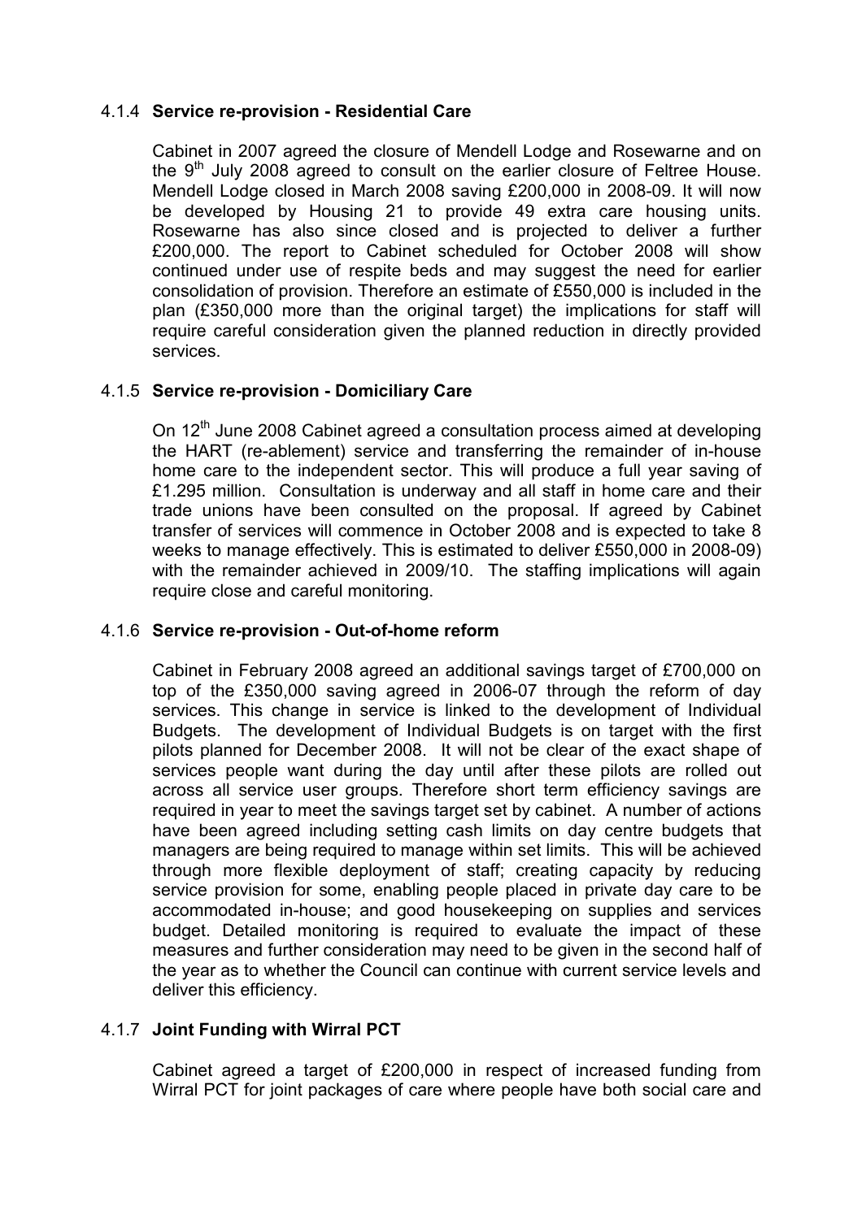#### 4.1.4 **Service re-provision - Residential Care**

Cabinet in 2007 agreed the closure of Mendell Lodge and Rosewarne and on the 9th July 2008 agreed to consult on the earlier closure of Feltree House. Mendell Lodge closed in March 2008 saving £200,000 in 2008-09. It will now be developed by Housing 21 to provide 49 extra care housing units. Rosewarne has also since closed and is projected to deliver a further £200,000. The report to Cabinet scheduled for October 2008 will show continued under use of respite beds and may suggest the need for earlier consolidation of provision. Therefore an estimate of £550,000 is included in the plan (£350,000 more than the original target) the implications for staff will require careful consideration given the planned reduction in directly provided services.

#### 4.1.5 **Service re-provision - Domiciliary Care**

On 12th June 2008 Cabinet agreed a consultation process aimed at developing the HART (re-ablement) service and transferring the remainder of in-house home care to the independent sector. This will produce a full year saving of £1.295 million. Consultation is underway and all staff in home care and their trade unions have been consulted on the proposal. If agreed by Cabinet transfer of services will commence in October 2008 and is expected to take 8 weeks to manage effectively. This is estimated to deliver £550,000 in 2008-09) with the remainder achieved in 2009/10. The staffing implications will again require close and careful monitoring.

#### 4.1.6 **Service re-provision - Out-of-home reform**

Cabinet in February 2008 agreed an additional savings target of £700,000 on top of the £350,000 saving agreed in 2006-07 through the reform of day services. This change in service is linked to the development of Individual Budgets. The development of Individual Budgets is on target with the first pilots planned for December 2008. It will not be clear of the exact shape of services people want during the day until after these pilots are rolled out across all service user groups. Therefore short term efficiency savings are required in year to meet the savings target set by cabinet. A number of actions have been agreed including setting cash limits on day centre budgets that managers are being required to manage within set limits. This will be achieved through more flexible deployment of staff; creating capacity by reducing service provision for some, enabling people placed in private day care to be accommodated in-house; and good housekeeping on supplies and services budget. Detailed monitoring is required to evaluate the impact of these measures and further consideration may need to be given in the second half of the year as to whether the Council can continue with current service levels and deliver this efficiency.

#### 4.1.7 **Joint Funding with Wirral PCT**

Cabinet agreed a target of £200,000 in respect of increased funding from Wirral PCT for joint packages of care where people have both social care and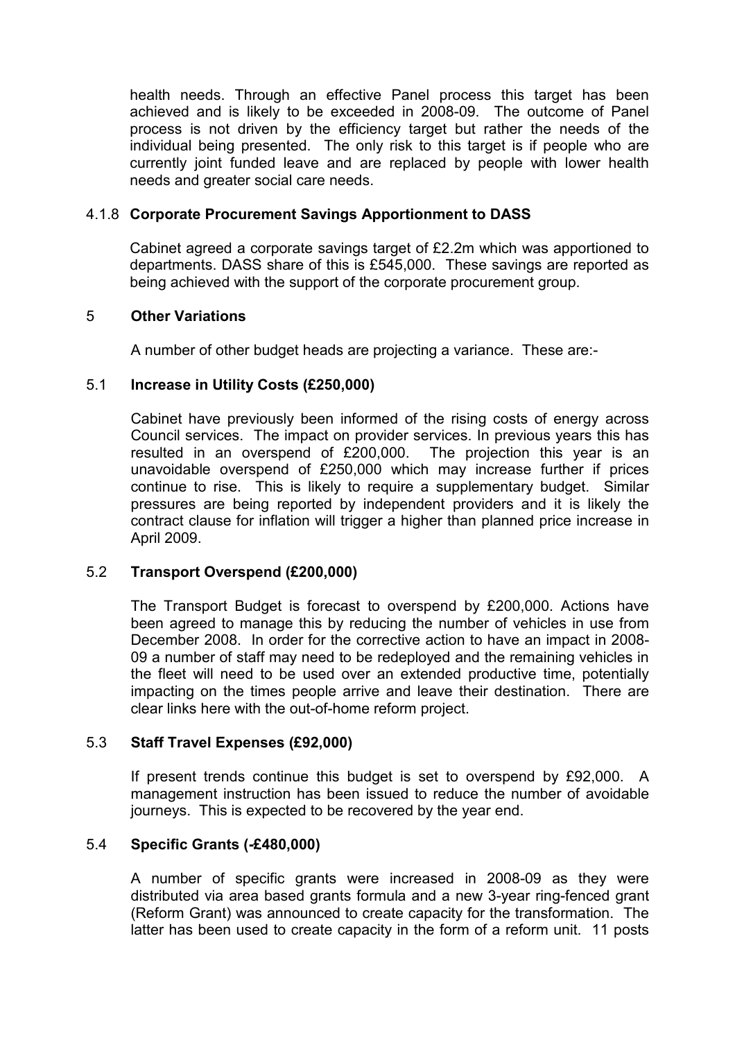health needs. Through an effective Panel process this target has been achieved and is likely to be exceeded in 2008-09. The outcome of Panel process is not driven by the efficiency target but rather the needs of the individual being presented. The only risk to this target is if people who are currently joint funded leave and are replaced by people with lower health needs and greater social care needs.

### 4.1.8 Corporate Procurement Savings Apportionment to DASS

Cabinet agreed a corporate savings target of £2.2m which was apportioned to departments. DASS share of this is £545,000. These savings are reported as being achieved with the support of the corporate procurement group.

## 5 Other Variations

A number of other budget heads are projecting a variance. These are:-

### 5.1 Increase in Utility Costs (£250,000)

Cabinet have previously been informed of the rising costs of energy across Council services. The impact on provider services. In previous years this has resulted in an overspend of £200,000. The projection this year is an unavoidable overspend of £250,000 which may increase further if prices continue to rise. This is likely to require a supplementary budget. Similar pressures are being reported by independent providers and it is likely the contract clause for inflation will trigger a higher than planned price increase in April 2009.

### 5.2 Transport Overspend (£200,000)

The Transport Budget is forecast to overspend by £200,000. Actions have been agreed to manage this by reducing the number of vehicles in use from December 2008. In order for the corrective action to have an impact in 2008-09 a number of staff may need to be redeployed and the remaining vehicles in the fleet will need to be used over an extended productive time, potentially impacting on the times people arrive and leave their destination. There are clear links here with the out-of-home reform project.

### 5.3 Staff Travel Expenses (£92,000)

If present trends continue this budget is set to overspend by £92,000. A management instruction has been issued to reduce the number of avoidable journeys. This is expected to be recovered by the year end.

### 5.4 Specific Grants (-£480,000)

A number of specific grants were increased in 2008-09 as they were distributed via area based grants formula and a new 3-year ring-fenced grant (Reform Grant) was announced to create capacity for the transformation. The latter has been used to create capacity in the form of a reform unit. 11 posts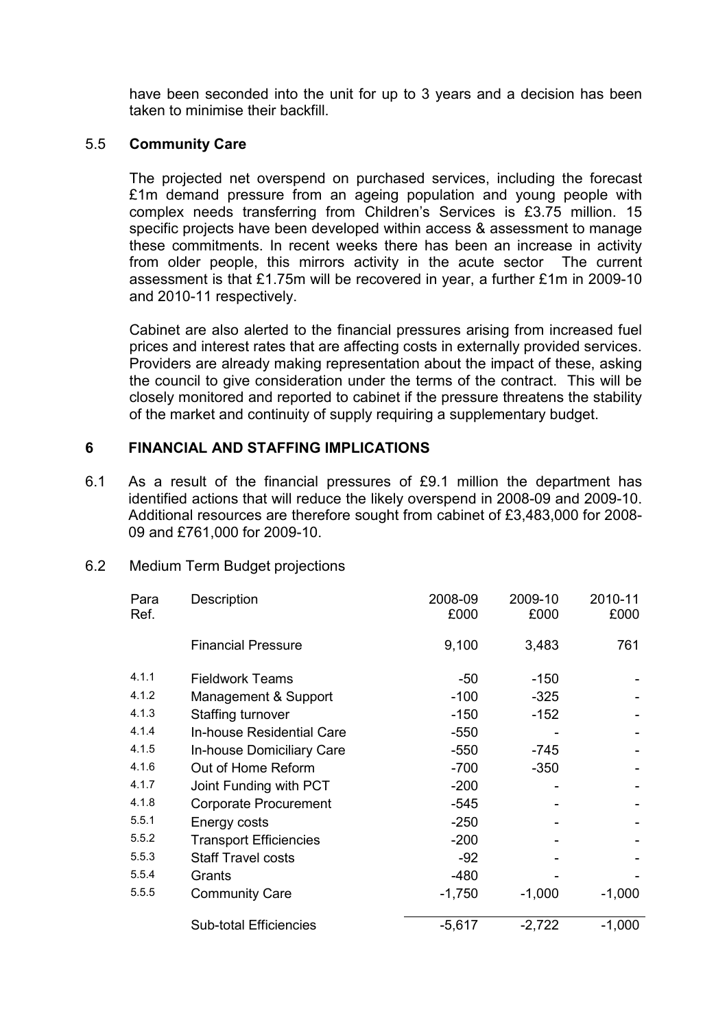have been seconded into the unit for up to 3 years and a decision has been taken to minimise their backfill.

### 5.5 Community Care

The projected net overspend on purchased services, including the forecast £1m demand pressure from an ageing population and young people with complex needs transferring from Children's Services is £3.75 million. 15 specific projects have been developed within access & assessment to manage these commitments. In recent weeks there has been an increase in activity from older people, this mirrors activity in the acute sector The current assessment is that £1.75m will be recovered in year, a further £1m in 2009-10 and 2010-11 respectively.

Cabinet are also alerted to the financial pressures arising from increased fuel prices and interest rates that are affecting costs in externally provided services. Providers are already making representation about the impact of these, asking the council to give consideration under the terms of the contract. This will be closely monitored and reported to cabinet if the pressure threatens the stability of the market and continuity of supply requiring a supplementary budget.

## 6 FINANCIAL AND STAFFING IMPLICATIONS

6.1 As a result of the financial pressures of £9.1 million the department has identified actions that will reduce the likely overspend in 2008-09 and 2009-10. Additional resources are therefore sought from cabinet of £3,483,000 for 2008-09 and £761,000 for 2009-10.

6.2 Medium Term Budget projections

| Para Ref. | Description | 2008-09 £000 | 2009-10 £000 | 2010-11 £000 |
|---|---|---|---|---|
| | Financial Pressure | 9,100 | 3,483 | 761 |
| 4.1.1 | Fieldwork Teams | -50 | -150 | - |
| 4.1.2 | Management & Support | -100 | -325 | - |
| 4.1.3 | Staffing turnover | -150 | -152 | - |
| 4.1.4 | In-house Residential Care | -550 | - | - |
| 4.1.5 | In-house Domiciliary Care | -550 | -745 | - |
| 4.1.6 | Out of Home Reform | -700 | -350 | - |
| 4.1.7 | Joint Funding with PCT | -200 | - | - |
| 4.1.8 | Corporate Procurement | -545 | - | - |
| 5.5.1 | Energy costs | -250 | - | - |
| 5.5.2 | Transport Efficiencies | -200 | - | - |
| 5.5.3 | Staff Travel costs | -92 | - | - |
| 5.5.4 | Grants | -480 | - | - |
| 5.5.5 | Community Care | -1,750 | -1,000 | -1,000 |
| | Sub-total Efficiencies | -5,617 | -2,722 | -1,000 |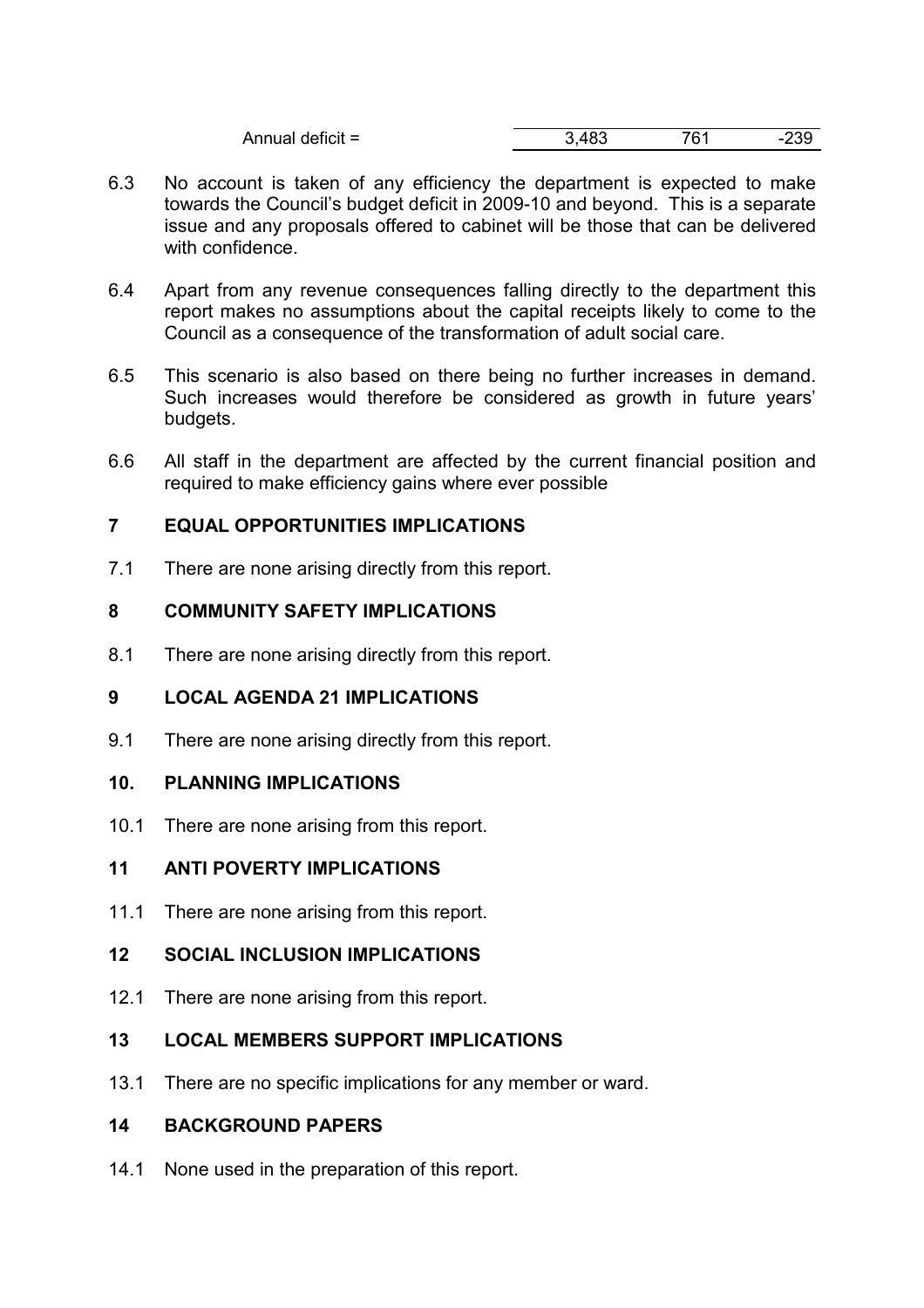| | | | |
|---|---|---|---|
| Annual deficit = | 3,483 | 761 | -239 |

6.3 No account is taken of any efficiency the department is expected to make towards the Council's budget deficit in 2009-10 and beyond. This is a separate issue and any proposals offered to cabinet will be those that can be delivered with confidence.

6.4 Apart from any revenue consequences falling directly to the department this report makes no assumptions about the capital receipts likely to come to the Council as a consequence of the transformation of adult social care.

6.5 This scenario is also based on there being no further increases in demand. Such increases would therefore be considered as growth in future years' budgets.

6.6 All staff in the department are affected by the current financial position and required to make efficiency gains where ever possible

## 7 EQUAL OPPORTUNITIES IMPLICATIONS

7.1 There are none arising directly from this report.

## 8 COMMUNITY SAFETY IMPLICATIONS

8.1 There are none arising directly from this report.

## 9 LOCAL AGENDA 21 IMPLICATIONS

9.1 There are none arising directly from this report.

## 10. PLANNING IMPLICATIONS

10.1 There are none arising from this report.

## 11 ANTI POVERTY IMPLICATIONS

11.1 There are none arising from this report.

## 12 SOCIAL INCLUSION IMPLICATIONS

12.1 There are none arising from this report.

## 13 LOCAL MEMBERS SUPPORT IMPLICATIONS

13.1 There are no specific implications for any member or ward.

## 14 BACKGROUND PAPERS

14.1 None used in the preparation of this report.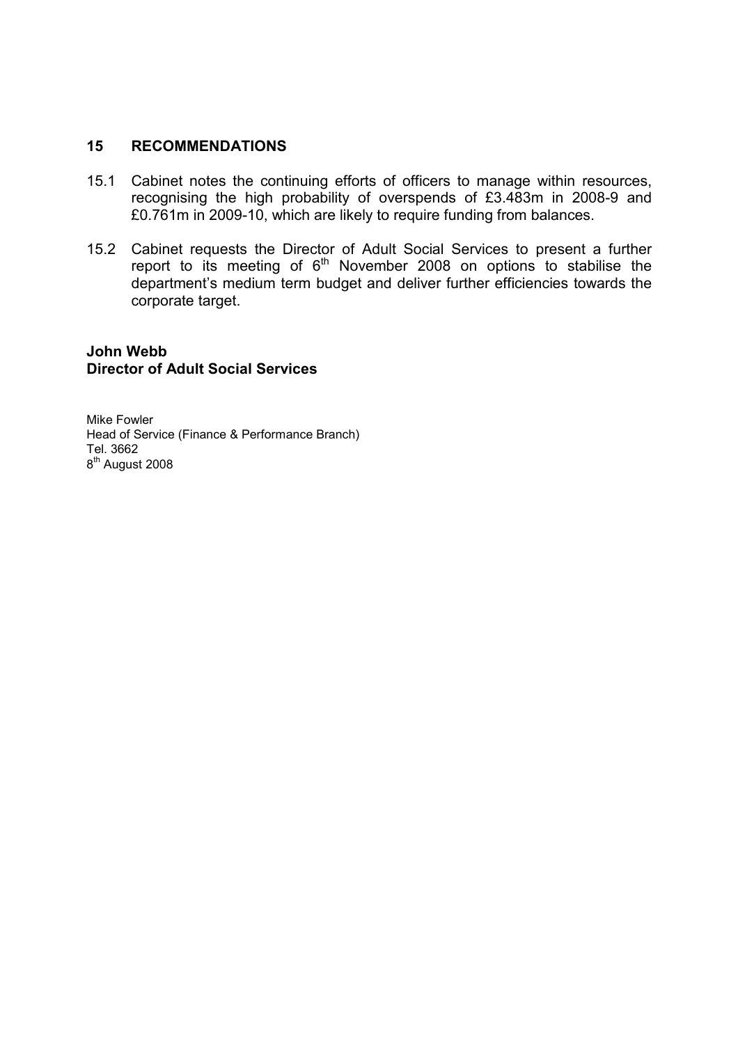## 15 RECOMMENDATIONS

15.1 Cabinet notes the continuing efforts of officers to manage within resources, recognising the high probability of overspends of £3.483m in 2008-9 and £0.761m in 2009-10, which are likely to require funding from balances.

15.2 Cabinet requests the Director of Adult Social Services to present a further report to its meeting of 6th November 2008 on options to stabilise the department's medium term budget and deliver further efficiencies towards the corporate target.

**John Webb**
**Director of Adult Social Services**

Mike Fowler
Head of Service (Finance & Performance Branch)
Tel. 3662
8th August 2008